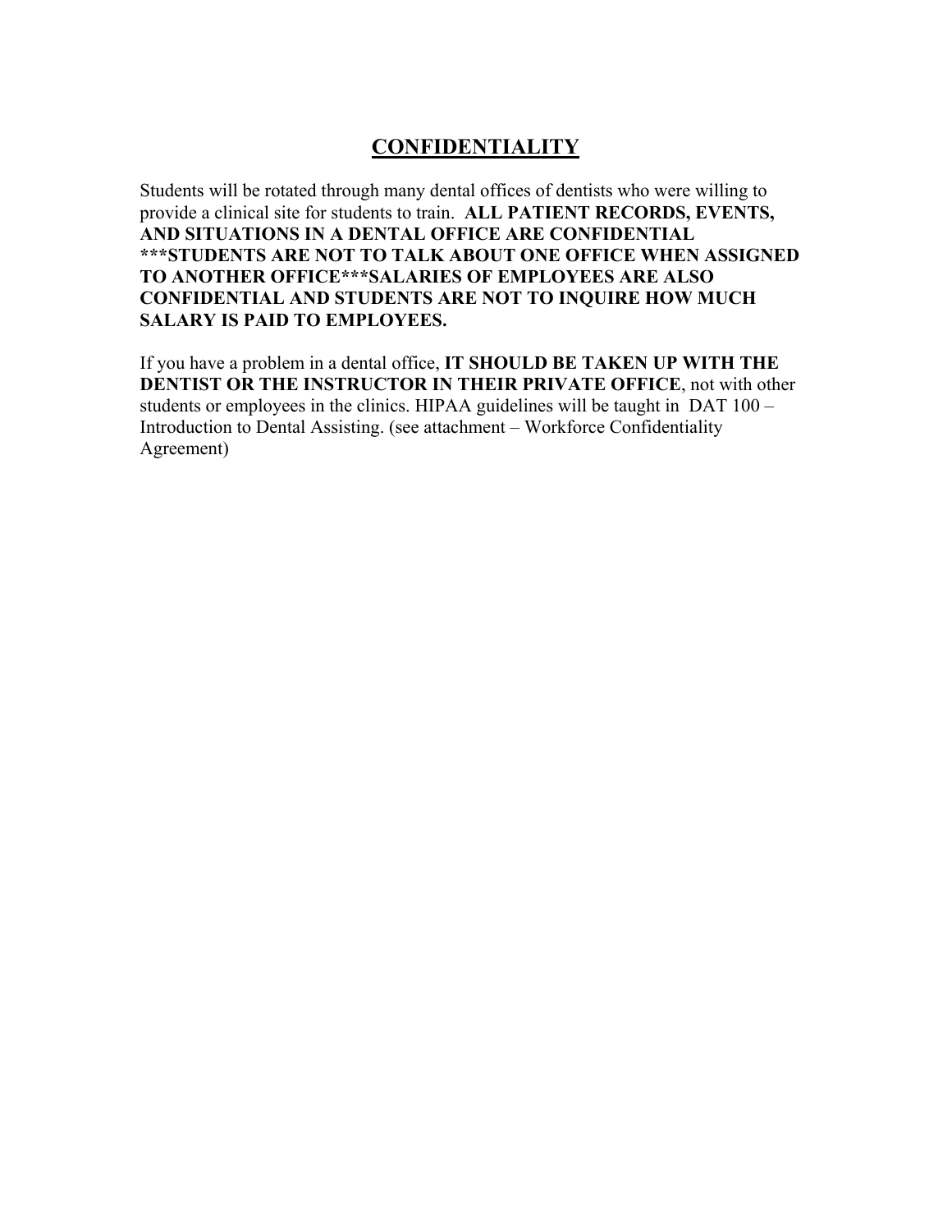# CONFIDENTIALITY

Students will be rotated through many dental offices of dentists who were willing to provide a clinical site for students to train. **ALL PATIENT RECORDS, EVENTS, AND SITUATIONS IN A DENTAL OFFICE ARE CONFIDENTIAL ***STUDENTS ARE NOT TO TALK ABOUT ONE OFFICE WHEN ASSIGNED TO ANOTHER OFFICE***SALARIES OF EMPLOYEES ARE ALSO CONFIDENTIAL AND STUDENTS ARE NOT TO INQUIRE HOW MUCH SALARY IS PAID TO EMPLOYEES.**

If you have a problem in a dental office, **IT SHOULD BE TAKEN UP WITH THE DENTIST OR THE INSTRUCTOR IN THEIR PRIVATE OFFICE**, not with other students or employees in the clinics. HIPAA guidelines will be taught in DAT 100 – Introduction to Dental Assisting. (see attachment – Workforce Confidentiality Agreement)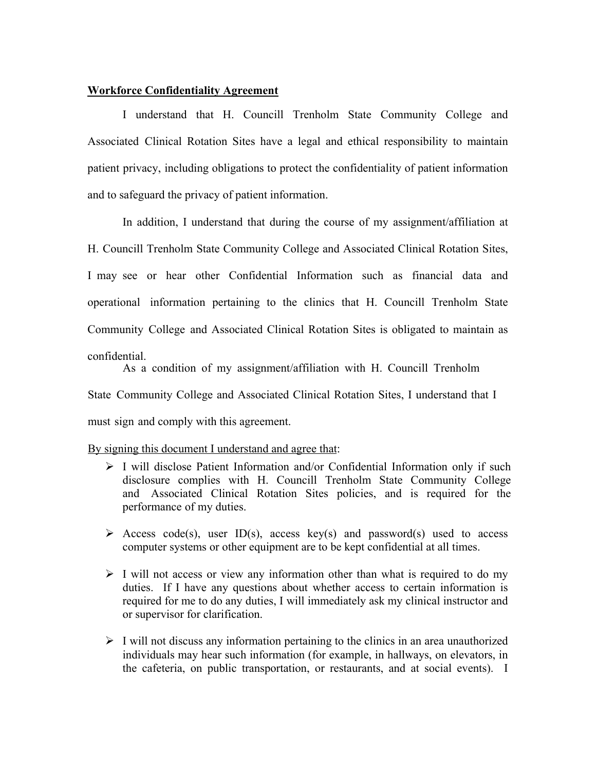**Workforce Confidentiality Agreement**

I understand that H. Councill Trenholm State Community College and Associated Clinical Rotation Sites have a legal and ethical responsibility to maintain patient privacy, including obligations to protect the confidentiality of patient information and to safeguard the privacy of patient information.

In addition, I understand that during the course of my assignment/affiliation at H. Councill Trenholm State Community College and Associated Clinical Rotation Sites, I may see or hear other Confidential Information such as financial data and operational information pertaining to the clinics that H. Councill Trenholm State Community College and Associated Clinical Rotation Sites is obligated to maintain as confidential.

As a condition of my assignment/affiliation with H. Councill Trenholm State Community College and Associated Clinical Rotation Sites, I understand that I must sign and comply with this agreement.

By signing this document I understand and agree that:

- I will disclose Patient Information and/or Confidential Information only if such disclosure complies with H. Councill Trenholm State Community College and Associated Clinical Rotation Sites policies, and is required for the performance of my duties.
- Access code(s), user ID(s), access key(s) and password(s) used to access computer systems or other equipment are to be kept confidential at all times.
- I will not access or view any information other than what is required to do my duties. If I have any questions about whether access to certain information is required for me to do any duties, I will immediately ask my clinical instructor and or supervisor for clarification.
- I will not discuss any information pertaining to the clinics in an area unauthorized individuals may hear such information (for example, in hallways, on elevators, in the cafeteria, on public transportation, or restaurants, and at social events). I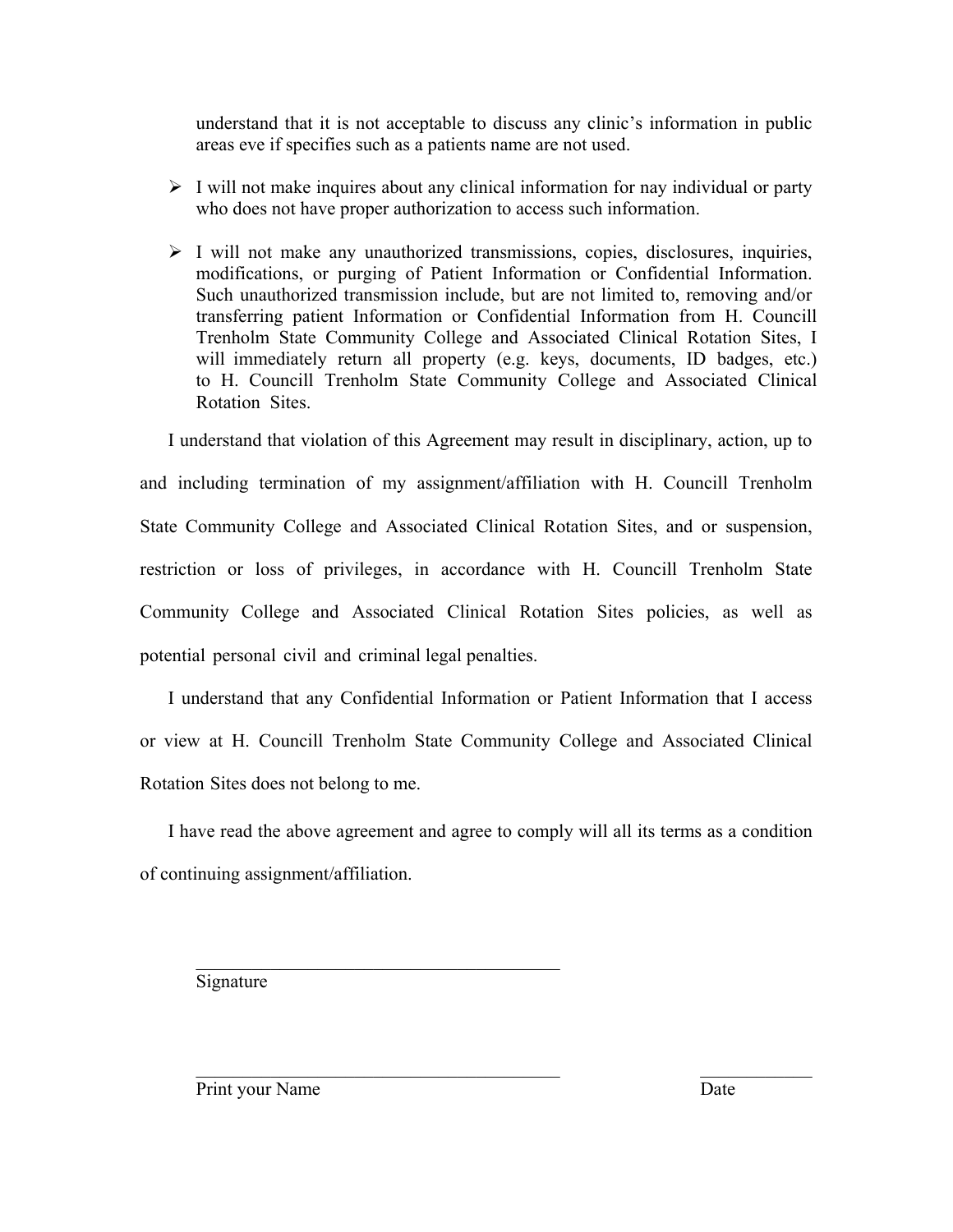understand that it is not acceptable to discuss any clinic's information in public areas eve if specifies such as a patients name are not used.

- I will not make inquires about any clinical information for nay individual or party who does not have proper authorization to access such information.

- I will not make any unauthorized transmissions, copies, disclosures, inquiries, modifications, or purging of Patient Information or Confidential Information. Such unauthorized transmission include, but are not limited to, removing and/or transferring patient Information or Confidential Information from H. Councill Trenholm State Community College and Associated Clinical Rotation Sites, I will immediately return all property (e.g. keys, documents, ID badges, etc.) to H. Councill Trenholm State Community College and Associated Clinical Rotation Sites.

I understand that violation of this Agreement may result in disciplinary, action, up to and including termination of my assignment/affiliation with H. Councill Trenholm State Community College and Associated Clinical Rotation Sites, and or suspension, restriction or loss of privileges, in accordance with H. Councill Trenholm State Community College and Associated Clinical Rotation Sites policies, as well as potential personal civil and criminal legal penalties.

I understand that any Confidential Information or Patient Information that I access or view at H. Councill Trenholm State Community College and Associated Clinical Rotation Sites does not belong to me.

I have read the above agreement and agree to comply will all its terms as a condition of continuing assignment/affiliation.

\_\_\_\_\_\_\_\_\_\_\_\_\_\_\_\_\_\_\_\_\_\_\_\_\_\_\_\_\_\_\_\_\_\_\_\_\_\_\_\_

Signature

\_\_\_\_\_\_\_\_\_\_\_\_\_\_\_\_\_\_\_\_\_\_\_\_\_\_\_\_\_\_\_\_\_\_\_\_\_\_\_\_ \_\_\_\_\_\_\_\_\_\_\_\_

Print your Name Date